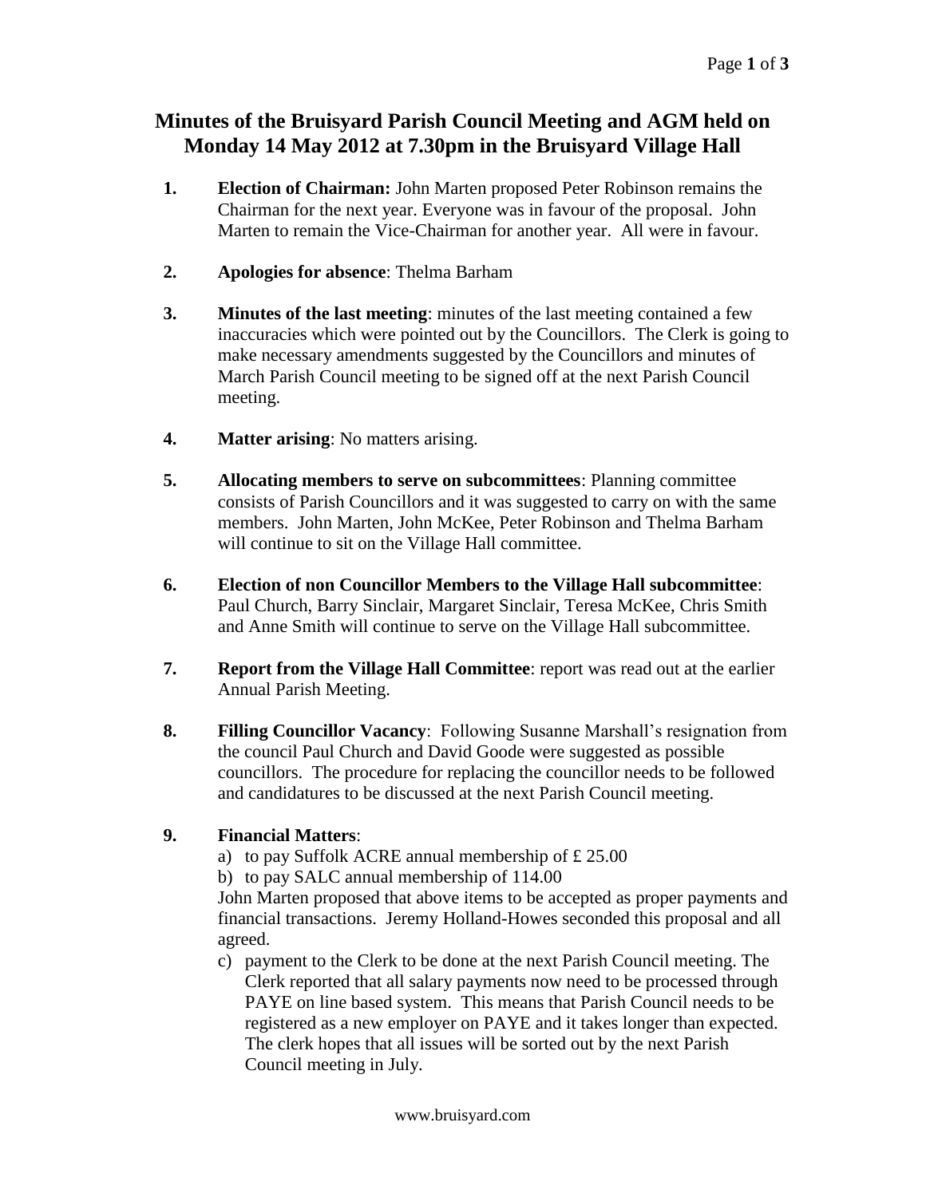# Minutes of the Bruisyard Parish Council Meeting and AGM held on Monday 14 May 2012 at 7.30pm in the Bruisyard Village Hall

1. **Election of Chairman:** John Marten proposed Peter Robinson remains the Chairman for the next year. Everyone was in favour of the proposal. John Marten to remain the Vice-Chairman for another year. All were in favour.

2. **Apologies for absence**: Thelma Barham

3. **Minutes of the last meeting**: minutes of the last meeting contained a few inaccuracies which were pointed out by the Councillors. The Clerk is going to make necessary amendments suggested by the Councillors and minutes of March Parish Council meeting to be signed off at the next Parish Council meeting.

4. **Matter arising**: No matters arising.

5. **Allocating members to serve on subcommittees**: Planning committee consists of Parish Councillors and it was suggested to carry on with the same members. John Marten, John McKee, Peter Robinson and Thelma Barham will continue to sit on the Village Hall committee.

6. **Election of non Councillor Members to the Village Hall subcommittee**: Paul Church, Barry Sinclair, Margaret Sinclair, Teresa McKee, Chris Smith and Anne Smith will continue to serve on the Village Hall subcommittee.

7. **Report from the Village Hall Committee**: report was read out at the earlier Annual Parish Meeting.

8. **Filling Councillor Vacancy**: Following Susanne Marshall's resignation from the council Paul Church and David Goode were suggested as possible councillors. The procedure for replacing the councillor needs to be followed and candidatures to be discussed at the next Parish Council meeting.

9. **Financial Matters**:
   a) to pay Suffolk ACRE annual membership of £ 25.00
   b) to pay SALC annual membership of 114.00

   John Marten proposed that above items to be accepted as proper payments and financial transactions. Jeremy Holland-Howes seconded this proposal and all agreed.

   c) payment to the Clerk to be done at the next Parish Council meeting. The Clerk reported that all salary payments now need to be processed through PAYE on line based system. This means that Parish Council needs to be registered as a new employer on PAYE and it takes longer than expected. The clerk hopes that all issues will be sorted out by the next Parish Council meeting in July.

www.bruisyard.com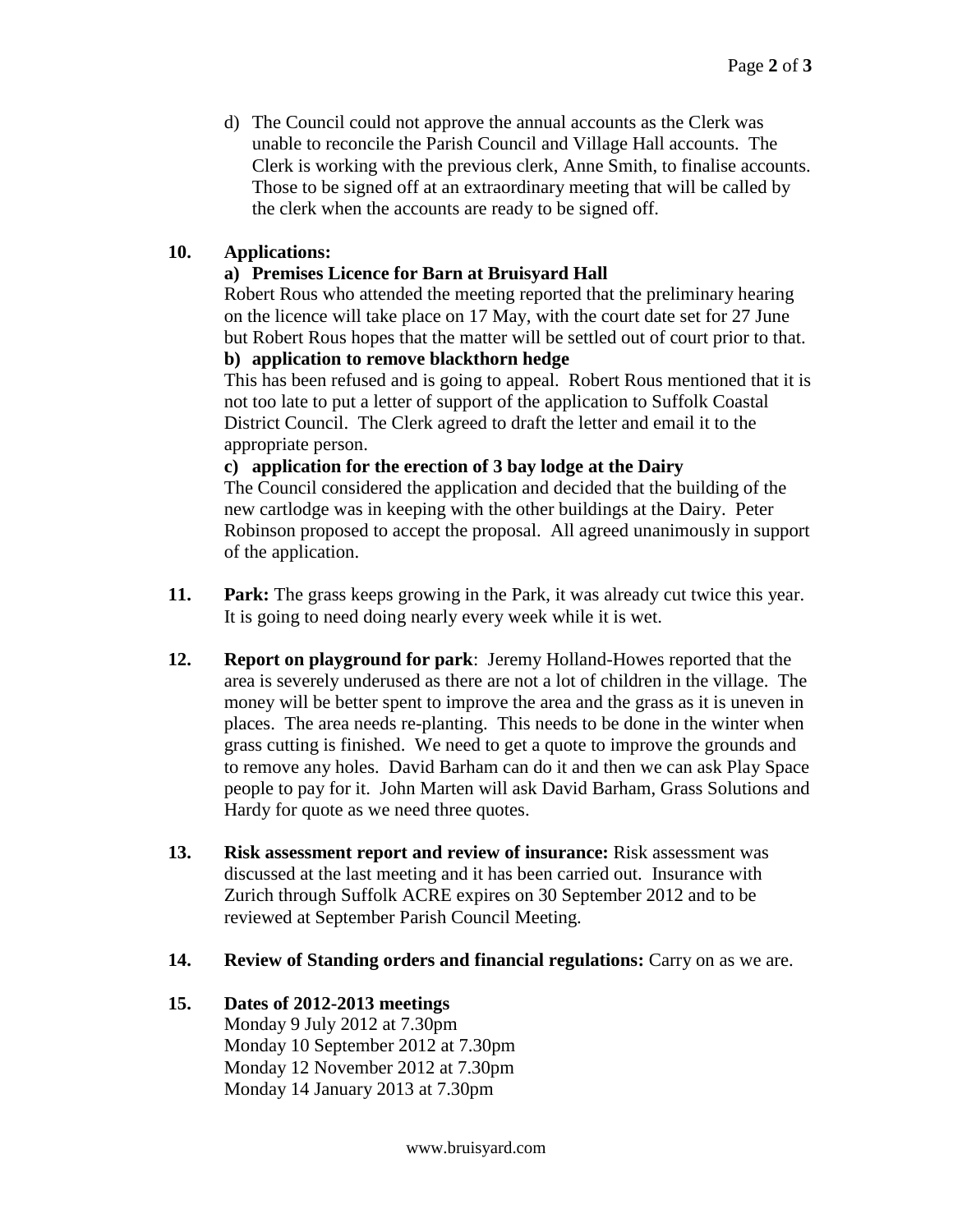d) The Council could not approve the annual accounts as the Clerk was unable to reconcile the Parish Council and Village Hall accounts. The Clerk is working with the previous clerk, Anne Smith, to finalise accounts. Those to be signed off at an extraordinary meeting that will be called by the clerk when the accounts are ready to be signed off.

**10. Applications:**

**a) Premises Licence for Barn at Bruisyard Hall**

Robert Rous who attended the meeting reported that the preliminary hearing on the licence will take place on 17 May, with the court date set for 27 June but Robert Rous hopes that the matter will be settled out of court prior to that.

**b) application to remove blackthorn hedge**

This has been refused and is going to appeal. Robert Rous mentioned that it is not too late to put a letter of support of the application to Suffolk Coastal District Council. The Clerk agreed to draft the letter and email it to the appropriate person.

**c) application for the erection of 3 bay lodge at the Dairy**

The Council considered the application and decided that the building of the new cartlodge was in keeping with the other buildings at the Dairy. Peter Robinson proposed to accept the proposal. All agreed unanimously in support of the application.

**11. Park:** The grass keeps growing in the Park, it was already cut twice this year. It is going to need doing nearly every week while it is wet.

**12. Report on playground for park**: Jeremy Holland-Howes reported that the area is severely underused as there are not a lot of children in the village. The money will be better spent to improve the area and the grass as it is uneven in places. The area needs re-planting. This needs to be done in the winter when grass cutting is finished. We need to get a quote to improve the grounds and to remove any holes. David Barham can do it and then we can ask Play Space people to pay for it. John Marten will ask David Barham, Grass Solutions and Hardy for quote as we need three quotes.

**13. Risk assessment report and review of insurance:** Risk assessment was discussed at the last meeting and it has been carried out. Insurance with Zurich through Suffolk ACRE expires on 30 September 2012 and to be reviewed at September Parish Council Meeting.

**14. Review of Standing orders and financial regulations:** Carry on as we are.

**15. Dates of 2012-2013 meetings**

Monday 9 July 2012 at 7.30pm
Monday 10 September 2012 at 7.30pm
Monday 12 November 2012 at 7.30pm
Monday 14 January 2013 at 7.30pm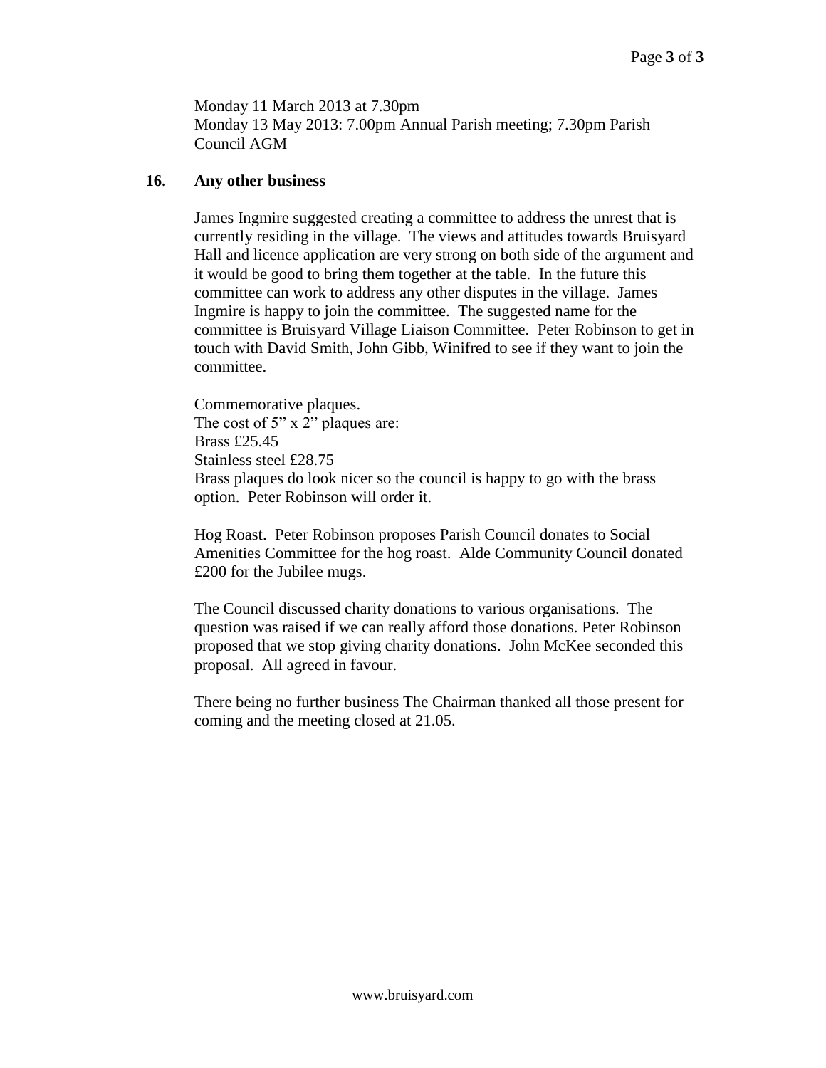Monday 11 March 2013 at 7.30pm
Monday 13 May 2013: 7.00pm Annual Parish meeting; 7.30pm Parish Council AGM

**16. Any other business**

James Ingmire suggested creating a committee to address the unrest that is currently residing in the village. The views and attitudes towards Bruisyard Hall and licence application are very strong on both side of the argument and it would be good to bring them together at the table. In the future this committee can work to address any other disputes in the village. James Ingmire is happy to join the committee. The suggested name for the committee is Bruisyard Village Liaison Committee. Peter Robinson to get in touch with David Smith, John Gibb, Winifred to see if they want to join the committee.

Commemorative plaques.
The cost of 5" x 2" plaques are:
Brass £25.45
Stainless steel £28.75
Brass plaques do look nicer so the council is happy to go with the brass option. Peter Robinson will order it.

Hog Roast. Peter Robinson proposes Parish Council donates to Social Amenities Committee for the hog roast. Alde Community Council donated £200 for the Jubilee mugs.

The Council discussed charity donations to various organisations. The question was raised if we can really afford those donations. Peter Robinson proposed that we stop giving charity donations. John McKee seconded this proposal. All agreed in favour.

There being no further business The Chairman thanked all those present for coming and the meeting closed at 21.05.